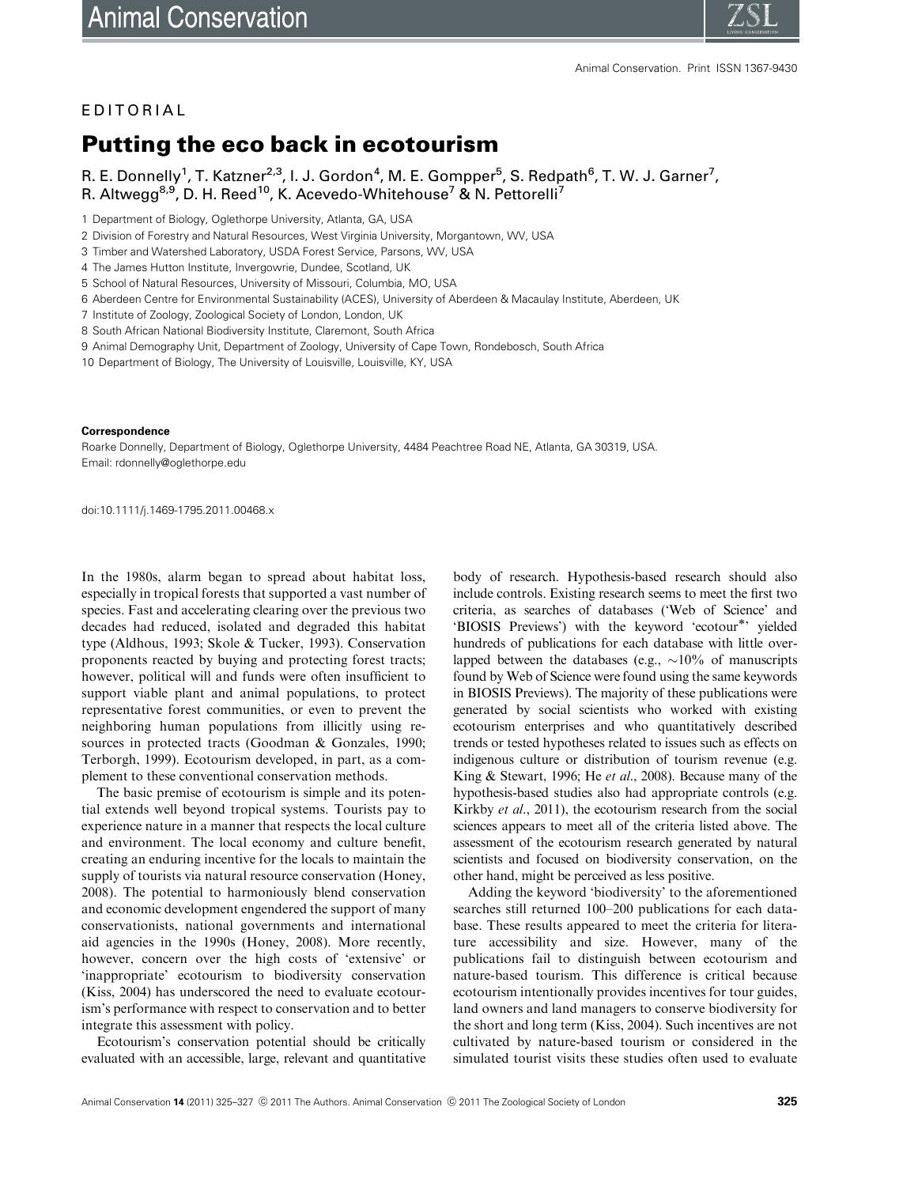EDITORIAL

# Putting the eco back in ecotourism

R. E. Donnelly[1], T. Katzner[2,3], I. J. Gordon[4], M. E. Gompper[5], S. Redpath[6], T. W. J. Garner[7], R. Altwegg[8,9], D. H. Reed[10], K. Acevedo-Whitehouse[7] & N. Pettorelli[7]

1 Department of Biology, Oglethorpe University, Atlanta, GA, USA
2 Division of Forestry and Natural Resources, West Virginia University, Morgantown, WV, USA
3 Timber and Watershed Laboratory, USDA Forest Service, Parsons, WV, USA
4 The James Hutton Institute, Invergowrie, Dundee, Scotland, UK
5 School of Natural Resources, University of Missouri, Columbia, MO, USA
6 Aberdeen Centre for Environmental Sustainability (ACES), University of Aberdeen & Macaulay Institute, Aberdeen, UK
7 Institute of Zoology, Zoological Society of London, London, UK
8 South African National Biodiversity Institute, Claremont, South Africa
9 Animal Demography Unit, Department of Zoology, University of Cape Town, Rondebosch, South Africa
10 Department of Biology, The University of Louisville, Louisville, KY, USA

**Correspondence**
Roarke Donnelly, Department of Biology, Oglethorpe University, 4484 Peachtree Road NE, Atlanta, GA 30319, USA.
Email: rdonnelly@oglethorpe.edu

doi:10.1111/j.1469-1795.2011.00468.x

In the 1980s, alarm began to spread about habitat loss, especially in tropical forests that supported a vast number of species. Fast and accelerating clearing over the previous two decades had reduced, isolated and degraded this habitat type (Aldhous, 1993; Skole & Tucker, 1993). Conservation proponents reacted by buying and protecting forest tracts; however, political will and funds were often insufficient to support viable plant and animal populations, to protect representative forest communities, or even to prevent the neighboring human populations from illicitly using resources in protected tracts (Goodman & Gonzales, 1990; Terborgh, 1999). Ecotourism developed, in part, as a complement to these conventional conservation methods.

The basic premise of ecotourism is simple and its potential extends well beyond tropical systems. Tourists pay to experience nature in a manner that respects the local culture and environment. The local economy and culture benefit, creating an enduring incentive for the locals to maintain the supply of tourists via natural resource conservation (Honey, 2008). The potential to harmoniously blend conservation and economic development engendered the support of many conservationists, national governments and international aid agencies in the 1990s (Honey, 2008). More recently, however, concern over the high costs of 'extensive' or 'inappropriate' ecotourism to biodiversity conservation (Kiss, 2004) has underscored the need to evaluate ecotourism's performance with respect to conservation and to better integrate this assessment with policy.

Ecotourism's conservation potential should be critically evaluated with an accessible, large, relevant and quantitative body of research. Hypothesis-based research should also include controls. Existing research seems to meet the first two criteria, as searches of databases ('Web of Science' and 'BIOSIS Previews') with the keyword 'ecotour*' yielded hundreds of publications for each database with little overlapped between the databases (e.g., ~10% of manuscripts found by Web of Science were found using the same keywords in BIOSIS Previews). The majority of these publications were generated by social scientists who worked with existing ecotourism enterprises and who quantitatively described trends or tested hypotheses related to issues such as effects on indigenous culture or distribution of tourism revenue (e.g. King & Stewart, 1996; He *et al*., 2008). Because many of the hypothesis-based studies also had appropriate controls (e.g. Kirkby *et al*., 2011), the ecotourism research from the social sciences appears to meet all of the criteria listed above. The assessment of the ecotourism research generated by natural scientists and focused on biodiversity conservation, on the other hand, might be perceived as less positive.

Adding the keyword 'biodiversity' to the aforementioned searches still returned 100–200 publications for each database. These results appeared to meet the criteria for literature accessibility and size. However, many of the publications fail to distinguish between ecotourism and nature-based tourism. This difference is critical because ecotourism intentionally provides incentives for tour guides, land owners and land managers to conserve biodiversity for the short and long term (Kiss, 2004). Such incentives are not cultivated by nature-based tourism or considered in the simulated tourist visits these studies often used to evaluate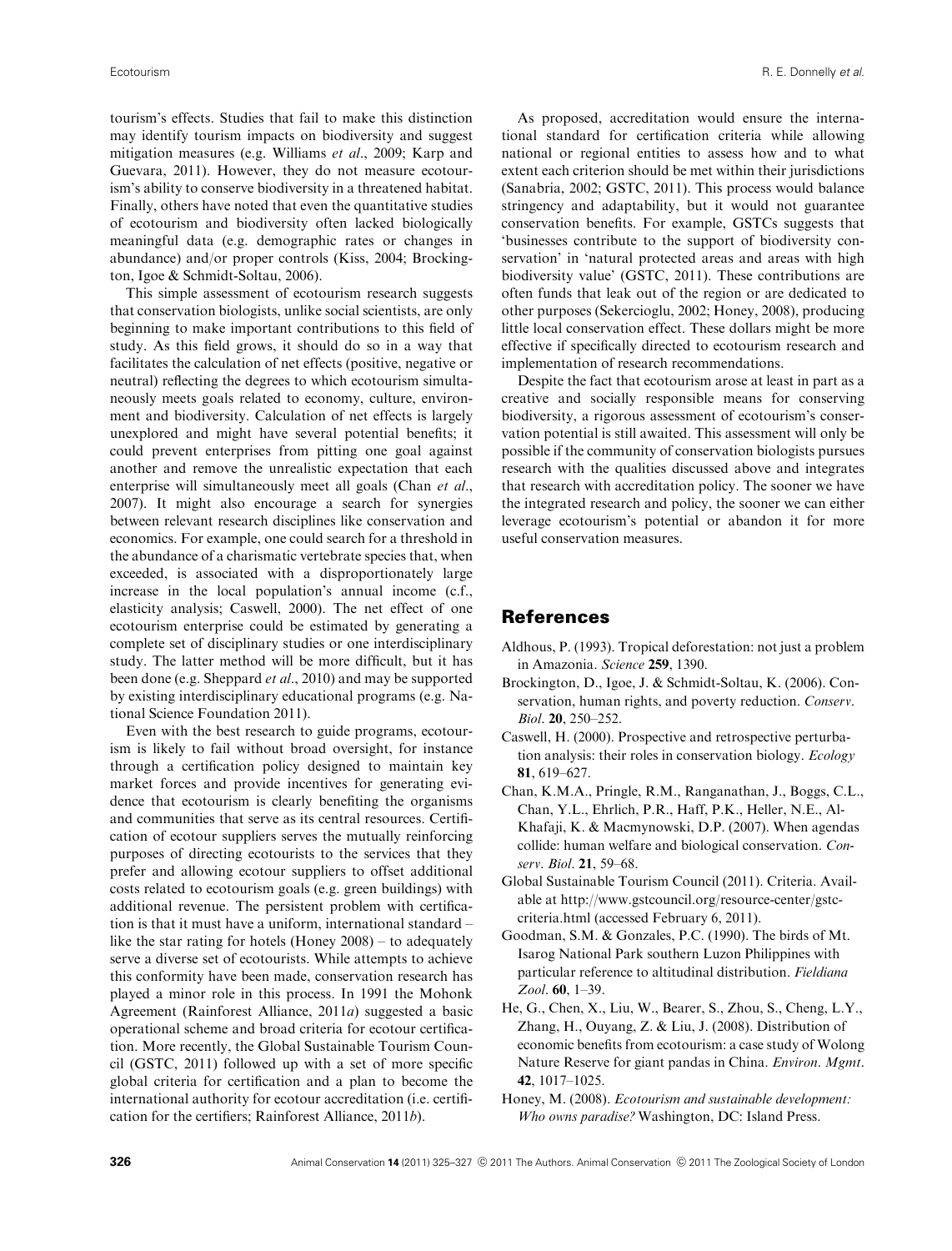tourism's effects. Studies that fail to make this distinction may identify tourism impacts on biodiversity and suggest mitigation measures (e.g. Williams *et al*., 2009; Karp and Guevara, 2011). However, they do not measure ecotourism's ability to conserve biodiversity in a threatened habitat. Finally, others have noted that even the quantitative studies of ecotourism and biodiversity often lacked biologically meaningful data (e.g. demographic rates or changes in abundance) and/or proper controls (Kiss, 2004; Brockington, Igoe & Schmidt-Soltau, 2006).

This simple assessment of ecotourism research suggests that conservation biologists, unlike social scientists, are only beginning to make important contributions to this field of study. As this field grows, it should do so in a way that facilitates the calculation of net effects (positive, negative or neutral) reflecting the degrees to which ecotourism simultaneously meets goals related to economy, culture, environment and biodiversity. Calculation of net effects is largely unexplored and might have several potential benefits; it could prevent enterprises from pitting one goal against another and remove the unrealistic expectation that each enterprise will simultaneously meet all goals (Chan *et al*., 2007). It might also encourage a search for synergies between relevant research disciplines like conservation and economics. For example, one could search for a threshold in the abundance of a charismatic vertebrate species that, when exceeded, is associated with a disproportionately large increase in the local population's annual income (c.f., elasticity analysis; Caswell, 2000). The net effect of one ecotourism enterprise could be estimated by generating a complete set of disciplinary studies or one interdisciplinary study. The latter method will be more difficult, but it has been done (e.g. Sheppard *et al*., 2010) and may be supported by existing interdisciplinary educational programs (e.g. National Science Foundation 2011).

Even with the best research to guide programs, ecotourism is likely to fail without broad oversight, for instance through a certification policy designed to maintain key market forces and provide incentives for generating evidence that ecotourism is clearly benefiting the organisms and communities that serve as its central resources. Certification of ecotour suppliers serves the mutually reinforcing purposes of directing ecotourists to the services that they prefer and allowing ecotour suppliers to offset additional costs related to ecotourism goals (e.g. green buildings) with additional revenue. The persistent problem with certification is that it must have a uniform, international standard – like the star rating for hotels (Honey 2008) – to adequately serve a diverse set of ecotourists. While attempts to achieve this conformity have been made, conservation research has played a minor role in this process. In 1991 the Mohonk Agreement (Rainforest Alliance, 2011*a*) suggested a basic operational scheme and broad criteria for ecotour certification. More recently, the Global Sustainable Tourism Council (GSTC, 2011) followed up with a set of more specific global criteria for certification and a plan to become the international authority for ecotour accreditation (i.e. certification for the certifiers; Rainforest Alliance, 2011*b*).

As proposed, accreditation would ensure the international standard for certification criteria while allowing national or regional entities to assess how and to what extent each criterion should be met within their jurisdictions (Sanabria, 2002; GSTC, 2011). This process would balance stringency and adaptability, but it would not guarantee conservation benefits. For example, GSTCs suggests that 'businesses contribute to the support of biodiversity conservation' in 'natural protected areas and areas with high biodiversity value' (GSTC, 2011). These contributions are often funds that leak out of the region or are dedicated to other purposes (Sekercioglu, 2002; Honey, 2008), producing little local conservation effect. These dollars might be more effective if specifically directed to ecotourism research and implementation of research recommendations.

Despite the fact that ecotourism arose at least in part as a creative and socially responsible means for conserving biodiversity, a rigorous assessment of ecotourism's conservation potential is still awaited. This assessment will only be possible if the community of conservation biologists pursues research with the qualities discussed above and integrates that research with accreditation policy. The sooner we have the integrated research and policy, the sooner we can either leverage ecotourism's potential or abandon it for more useful conservation measures.

## References

Aldhous, P. (1993). Tropical deforestation: not just a problem in Amazonia. *Science* **259**, 1390.

Brockington, D., Igoe, J. & Schmidt-Soltau, K. (2006). Conservation, human rights, and poverty reduction. *Conserv. Biol.* **20**, 250–252.

Caswell, H. (2000). Prospective and retrospective perturbation analysis: their roles in conservation biology. *Ecology* **81**, 619–627.

Chan, K.M.A., Pringle, R.M., Ranganathan, J., Boggs, C.L., Chan, Y.L., Ehrlich, P.R., Haff, P.K., Heller, N.E., Al-Khafaji, K. & Macmynowski, D.P. (2007). When agendas collide: human welfare and biological conservation. *Conserv. Biol.* **21**, 59–68.

Global Sustainable Tourism Council (2011). Criteria. Available at http://www.gstcouncil.org/resource-center/gstc-criteria.html (accessed February 6, 2011).

Goodman, S.M. & Gonzales, P.C. (1990). The birds of Mt. Isarog National Park southern Luzon Philippines with particular reference to altitudinal distribution. *Fieldiana Zool.* **60**, 1–39.

He, G., Chen, X., Liu, W., Bearer, S., Zhou, S., Cheng, L.Y., Zhang, H., Ouyang, Z. & Liu, J. (2008). Distribution of economic benefits from ecotourism: a case study of Wolong Nature Reserve for giant pandas in China. *Environ. Mgmt.* **42**, 1017–1025.

Honey, M. (2008). *Ecotourism and sustainable development: Who owns paradise?* Washington, DC: Island Press.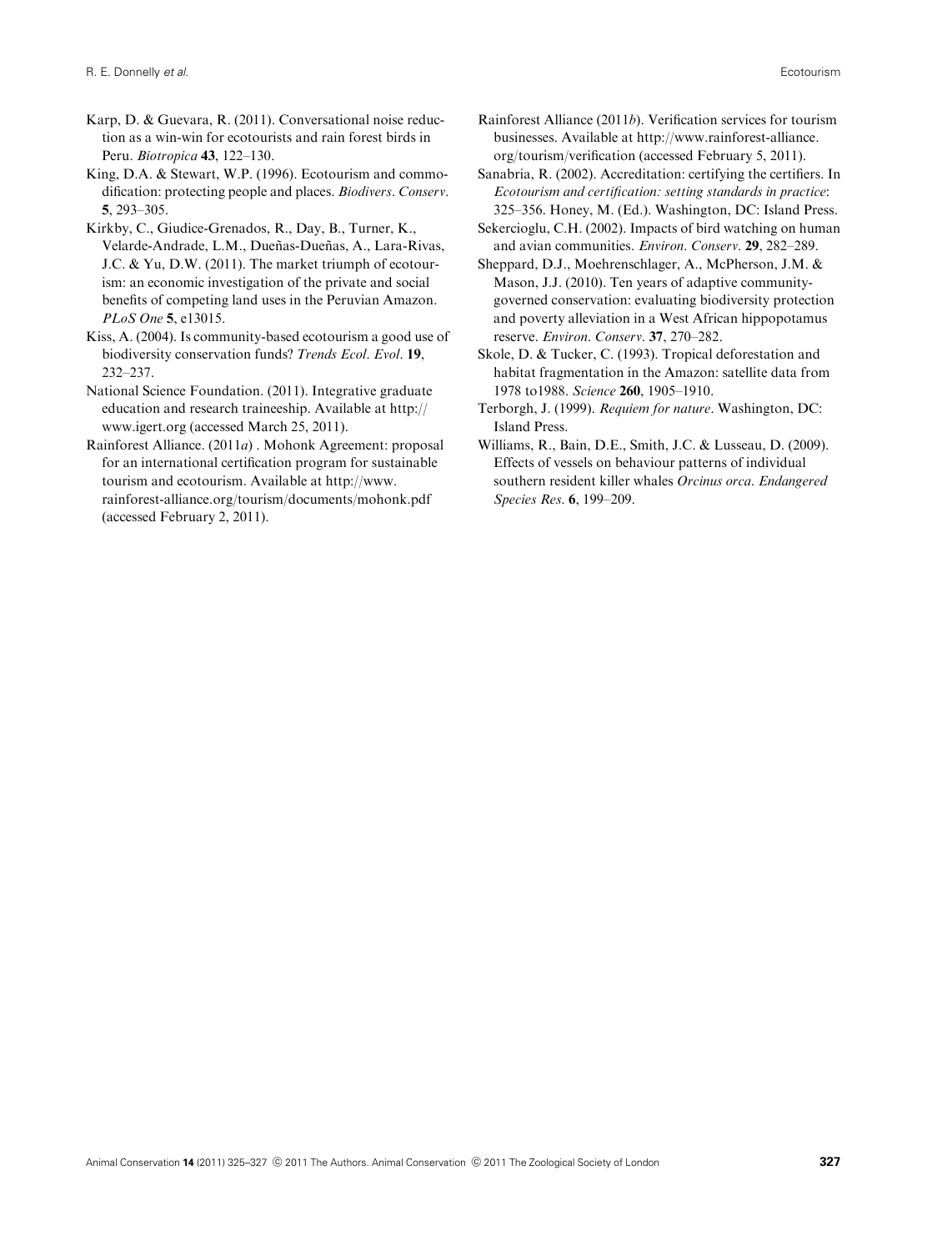Karp, D. & Guevara, R. (2011). Conversational noise reduction as a win-win for ecotourists and rain forest birds in Peru. *Biotropica* **43**, 122–130.

King, D.A. & Stewart, W.P. (1996). Ecotourism and commodification: protecting people and places. *Biodivers. Conserv.* **5**, 293–305.

Kirkby, C., Giudice-Grenados, R., Day, B., Turner, K., Velarde-Andrade, L.M., Dueñas-Dueñas, A., Lara-Rivas, J.C. & Yu, D.W. (2011). The market triumph of ecotourism: an economic investigation of the private and social benefits of competing land uses in the Peruvian Amazon. *PLoS One* **5**, e13015.

Kiss, A. (2004). Is community-based ecotourism a good use of biodiversity conservation funds? *Trends Ecol. Evol.* **19**, 232–237.

National Science Foundation. (2011). Integrative graduate education and research traineeship. Available at http://www.igert.org (accessed March 25, 2011).

Rainforest Alliance. (2011*a*) . Mohonk Agreement: proposal for an international certification program for sustainable tourism and ecotourism. Available at http://www.rainforest-alliance.org/tourism/documents/mohonk.pdf (accessed February 2, 2011).

Rainforest Alliance (2011*b*). Verification services for tourism businesses. Available at http://www.rainforest-alliance.org/tourism/verification (accessed February 5, 2011).

Sanabria, R. (2002). Accreditation: certifying the certifiers. In *Ecotourism and certification: setting standards in practice*: 325–356. Honey, M. (Ed.). Washington, DC: Island Press.

Sekercioglu, C.H. (2002). Impacts of bird watching on human and avian communities. *Environ. Conserv.* **29**, 282–289.

Sheppard, D.J., Moehrenschlager, A., McPherson, J.M. & Mason, J.J. (2010). Ten years of adaptive community-governed conservation: evaluating biodiversity protection and poverty alleviation in a West African hippopotamus reserve. *Environ. Conserv.* **37**, 270–282.

Skole, D. & Tucker, C. (1993). Tropical deforestation and habitat fragmentation in the Amazon: satellite data from 1978 to1988. *Science* **260**, 1905–1910.

Terborgh, J. (1999). *Requiem for nature*. Washington, DC: Island Press.

Williams, R., Bain, D.E., Smith, J.C. & Lusseau, D. (2009). Effects of vessels on behaviour patterns of individual southern resident killer whales *Orcinus orca*. *Endangered Species Res.* **6**, 199–209.